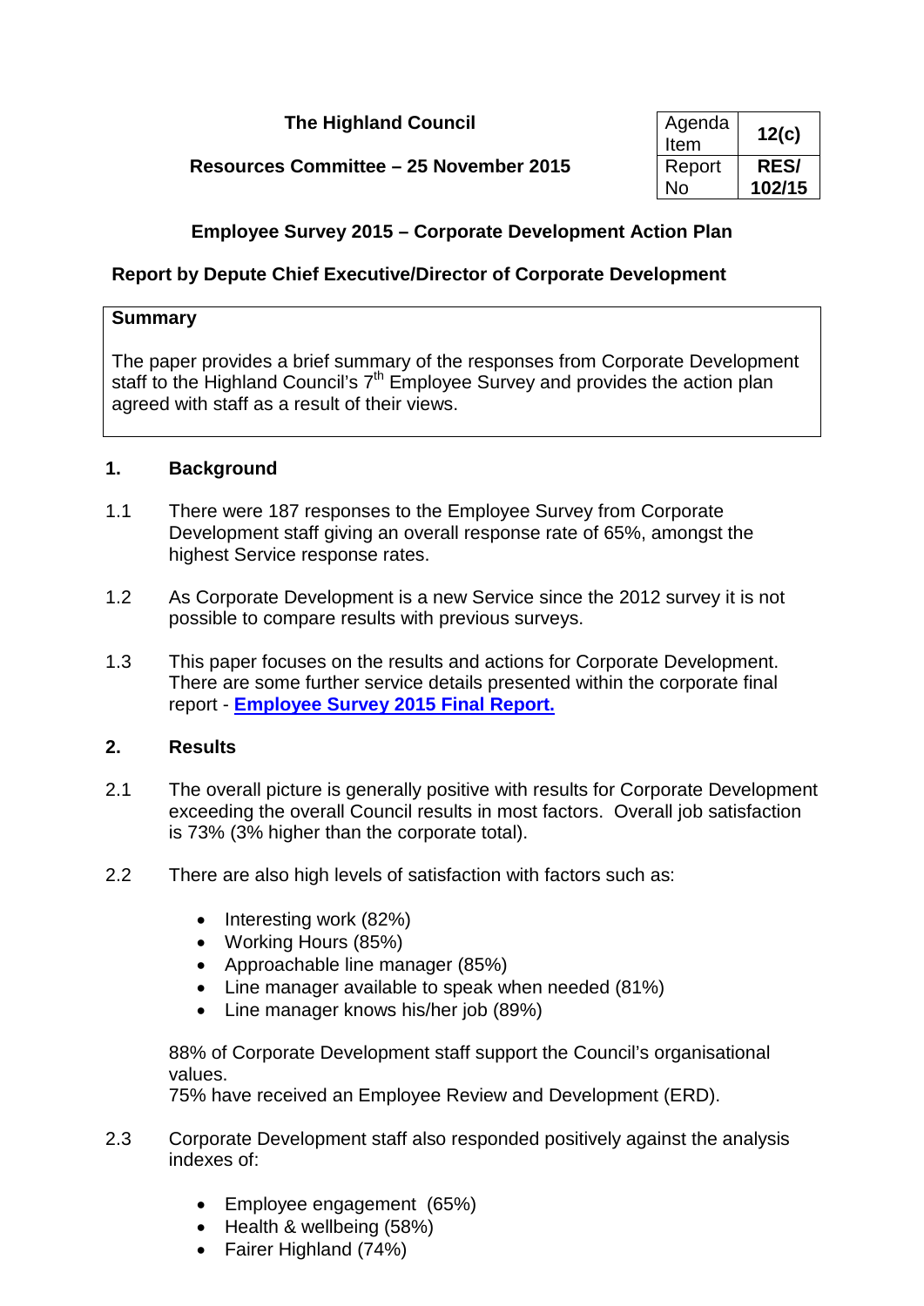**The Highland Council**

**Resources Committee – 25 November 2015**

| Agenda Item | **12(c)** |
|---|---|
| Report No | **RES/ 102/15** |

## Employee Survey 2015 – Corporate Development Action Plan

### Report by Depute Chief Executive/Director of Corporate Development

**Summary**

The paper provides a brief summary of the responses from Corporate Development staff to the Highland Council's 7th Employee Survey and provides the action plan agreed with staff as a result of their views.

## 1. Background

1.1 There were 187 responses to the Employee Survey from Corporate Development staff giving an overall response rate of 65%, amongst the highest Service response rates.

1.2 As Corporate Development is a new Service since the 2012 survey it is not possible to compare results with previous surveys.

1.3 This paper focuses on the results and actions for Corporate Development. There are some further service details presented within the corporate final report - **Employee Survey 2015 Final Report.**

## 2. Results

2.1 The overall picture is generally positive with results for Corporate Development exceeding the overall Council results in most factors. Overall job satisfaction is 73% (3% higher than the corporate total).

2.2 There are also high levels of satisfaction with factors such as:

- Interesting work (82%)
- Working Hours (85%)
- Approachable line manager (85%)
- Line manager available to speak when needed (81%)
- Line manager knows his/her job (89%)

88% of Corporate Development staff support the Council's organisational values.
75% have received an Employee Review and Development (ERD).

2.3 Corporate Development staff also responded positively against the analysis indexes of:

- Employee engagement (65%)
- Health & wellbeing (58%)
- Fairer Highland (74%)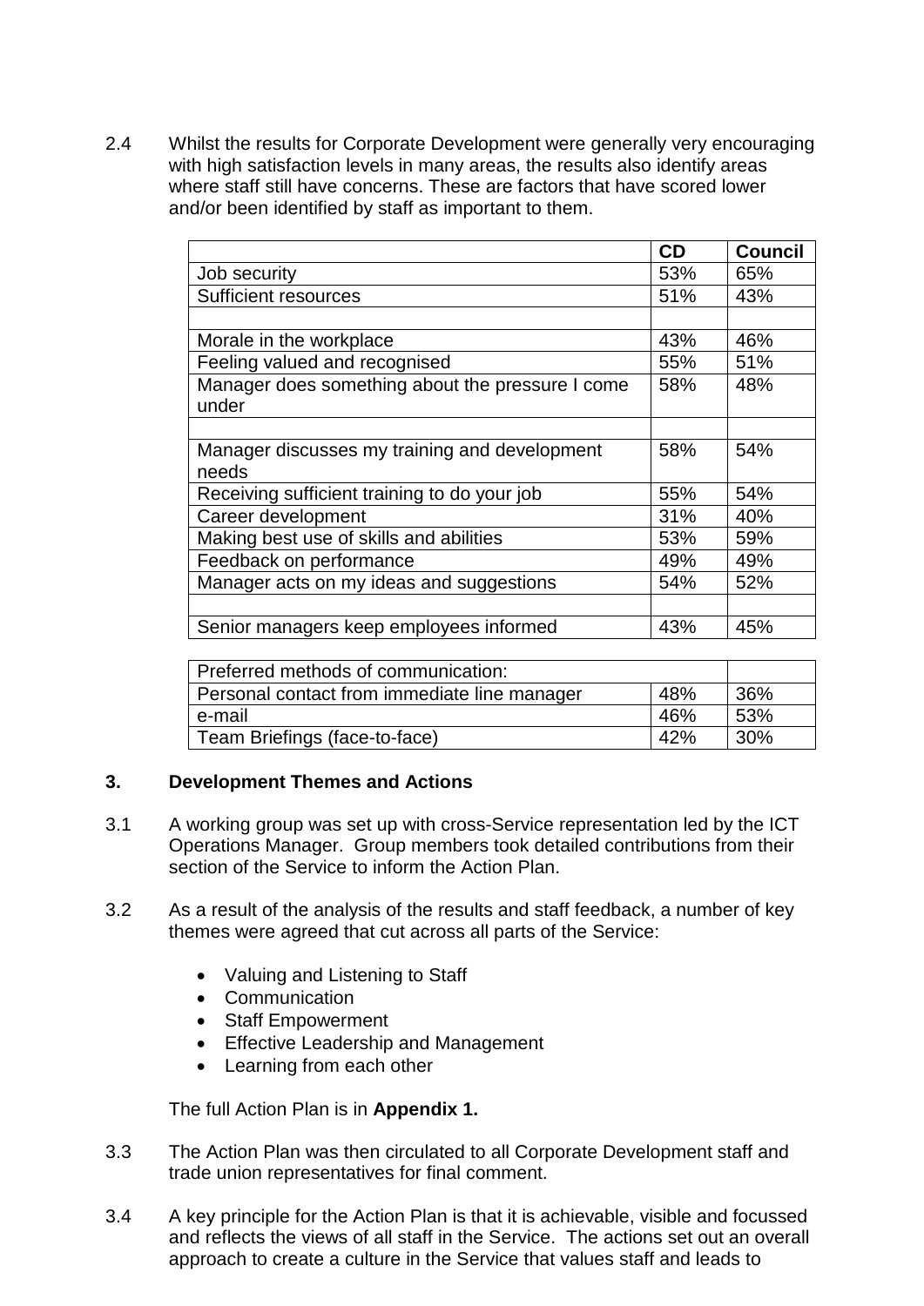2.4 Whilst the results for Corporate Development were generally very encouraging with high satisfaction levels in many areas, the results also identify areas where staff still have concerns. These are factors that have scored lower and/or been identified by staff as important to them.

| | **CD** | **Council** |
|---|---|---|
| Job security | 53% | 65% |
| Sufficient resources | 51% | 43% |
| | | |
| Morale in the workplace | 43% | 46% |
| Feeling valued and recognised | 55% | 51% |
| Manager does something about the pressure I come under | 58% | 48% |
| | | |
| Manager discusses my training and development needs | 58% | 54% |
| Receiving sufficient training to do your job | 55% | 54% |
| Career development | 31% | 40% |
| Making best use of skills and abilities | 53% | 59% |
| Feedback on performance | 49% | 49% |
| Manager acts on my ideas and suggestions | 54% | 52% |
| | | |
| Senior managers keep employees informed | 43% | 45% |

| Preferred methods of communication: | | |
|---|---|---|
| Personal contact from immediate line manager | 48% | 36% |
| e-mail | 46% | 53% |
| Team Briefings (face-to-face) | 42% | 30% |

### 3. Development Themes and Actions

3.1 A working group was set up with cross-Service representation led by the ICT Operations Manager. Group members took detailed contributions from their section of the Service to inform the Action Plan.

3.2 As a result of the analysis of the results and staff feedback, a number of key themes were agreed that cut across all parts of the Service:

- Valuing and Listening to Staff
- Communication
- Staff Empowerment
- Effective Leadership and Management
- Learning from each other

The full Action Plan is in **Appendix 1.**

3.3 The Action Plan was then circulated to all Corporate Development staff and trade union representatives for final comment.

3.4 A key principle for the Action Plan is that it is achievable, visible and focussed and reflects the views of all staff in the Service. The actions set out an overall approach to create a culture in the Service that values staff and leads to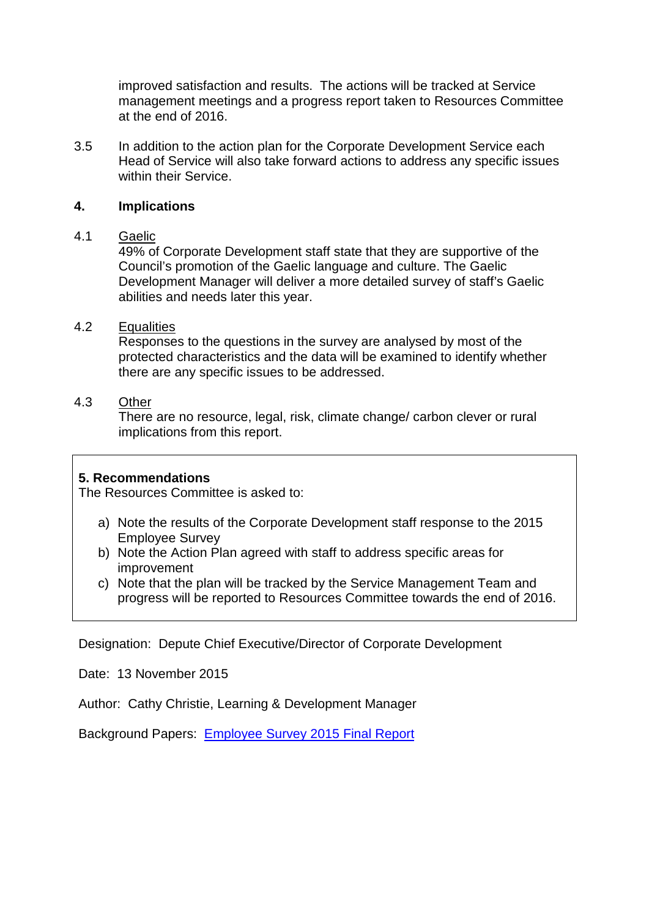improved satisfaction and results. The actions will be tracked at Service management meetings and a progress report taken to Resources Committee at the end of 2016.

3.5 In addition to the action plan for the Corporate Development Service each Head of Service will also take forward actions to address any specific issues within their Service.

## 4. Implications

4.1 Gaelic
49% of Corporate Development staff state that they are supportive of the Council's promotion of the Gaelic language and culture. The Gaelic Development Manager will deliver a more detailed survey of staff's Gaelic abilities and needs later this year.

4.2 Equalities
Responses to the questions in the survey are analysed by most of the protected characteristics and the data will be examined to identify whether there are any specific issues to be addressed.

4.3 Other
There are no resource, legal, risk, climate change/ carbon clever or rural implications from this report.

**5. Recommendations**
The Resources Committee is asked to:

a) Note the results of the Corporate Development staff response to the 2015 Employee Survey
b) Note the Action Plan agreed with staff to address specific areas for improvement
c) Note that the plan will be tracked by the Service Management Team and progress will be reported to Resources Committee towards the end of 2016.

Designation: Depute Chief Executive/Director of Corporate Development

Date: 13 November 2015

Author: Cathy Christie, Learning & Development Manager

Background Papers: Employee Survey 2015 Final Report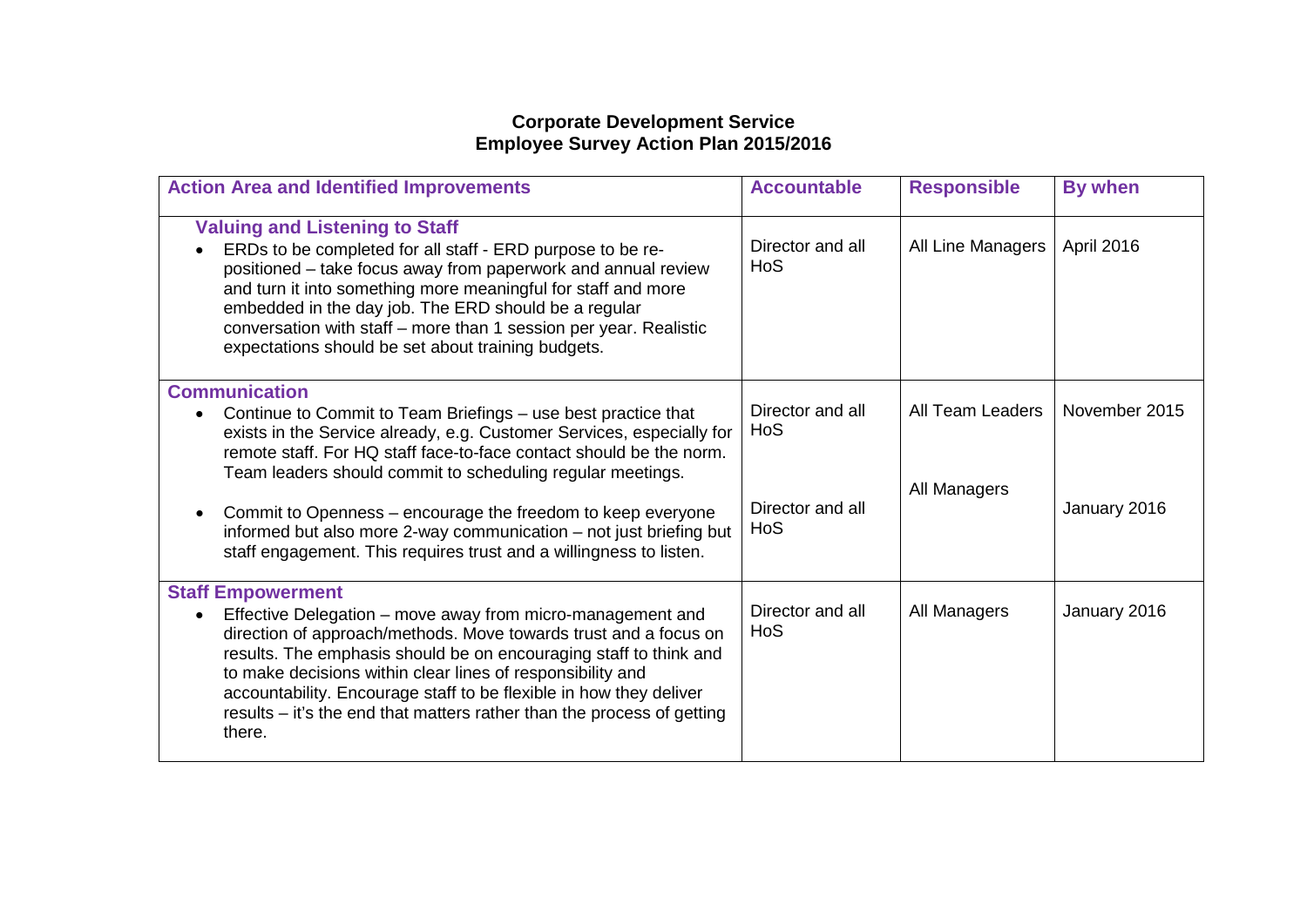**Corporate Development Service**
**Employee Survey Action Plan 2015/2016**

| Action Area and Identified Improvements | Accountable | Responsible | By when |
| --- | --- | --- | --- |
| **Valuing and Listening to Staff**<br>• ERDs to be completed for all staff - ERD purpose to be re-positioned – take focus away from paperwork and annual review and turn it into something more meaningful for staff and more embedded in the day job. The ERD should be a regular conversation with staff – more than 1 session per year. Realistic expectations should be set about training budgets. | Director and all HoS | All Line Managers | April 2016 |
| **Communication**<br>• Continue to Commit to Team Briefings – use best practice that exists in the Service already, e.g. Customer Services, especially for remote staff. For HQ staff face-to-face contact should be the norm. Team leaders should commit to scheduling regular meetings.<br><br>• Commit to Openness – encourage the freedom to keep everyone informed but also more 2-way communication – not just briefing but staff engagement. This requires trust and a willingness to listen. | Director and all HoS<br><br>Director and all HoS | All Team Leaders<br><br>All Managers | November 2015<br><br>January 2016 |
| **Staff Empowerment**<br>• Effective Delegation – move away from micro-management and direction of approach/methods. Move towards trust and a focus on results. The emphasis should be on encouraging staff to think and to make decisions within clear lines of responsibility and accountability. Encourage staff to be flexible in how they deliver results – it's the end that matters rather than the process of getting there. | Director and all HoS | All Managers | January 2016 |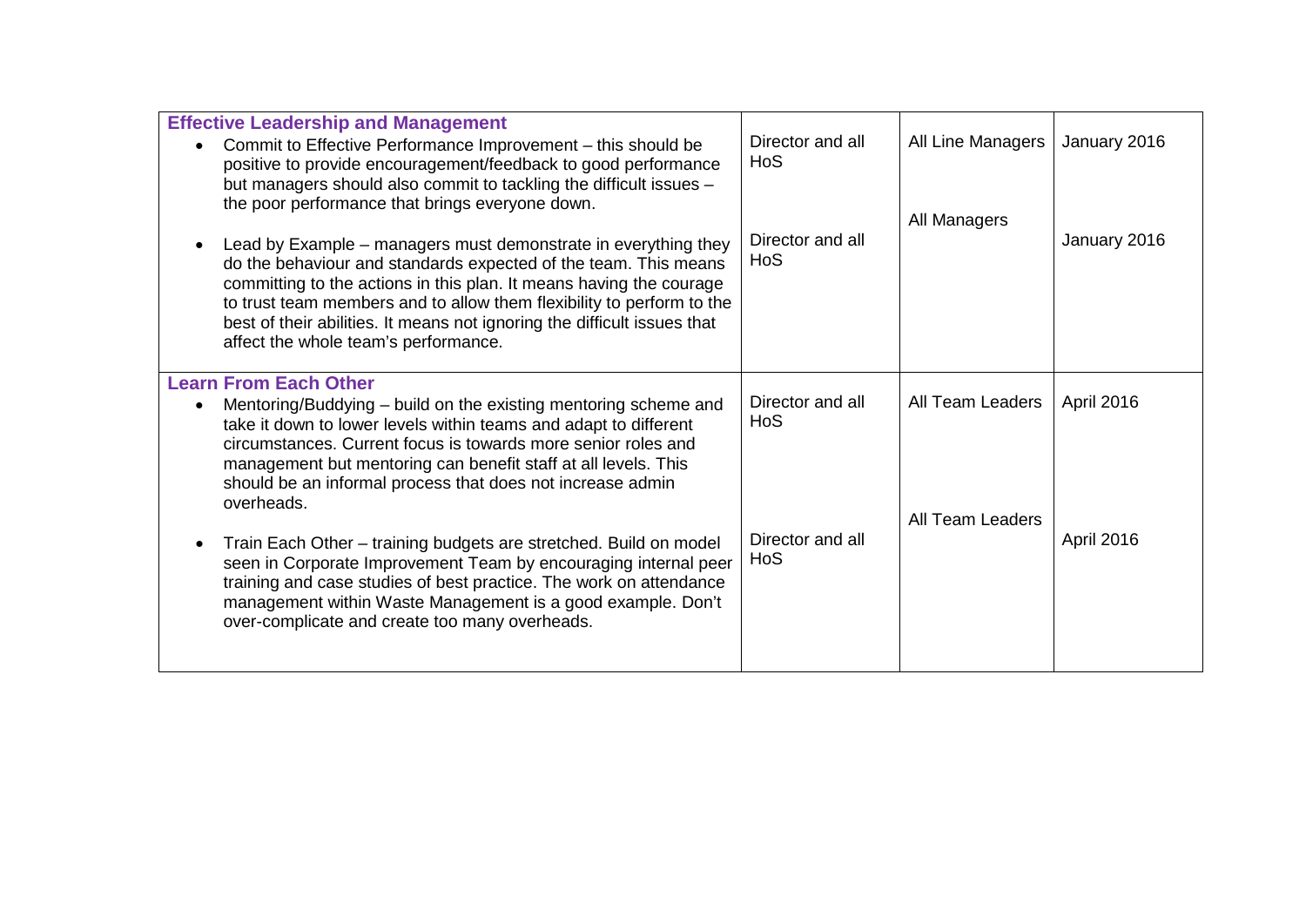| | | | |
|---|---|---|---|
| **Effective Leadership and Management** | | | |
| • Commit to Effective Performance Improvement – this should be positive to provide encouragement/feedback to good performance but managers should also commit to tackling the difficult issues – the poor performance that brings everyone down. | Director and all HoS | All Line Managers | January 2016 |
| • Lead by Example – managers must demonstrate in everything they do the behaviour and standards expected of the team. This means committing to the actions in this plan. It means having the courage to trust team members and to allow them flexibility to perform to the best of their abilities. It means not ignoring the difficult issues that affect the whole team's performance. | Director and all HoS | All Managers | January 2016 |
| **Learn From Each Other** | | | |
| • Mentoring/Buddying – build on the existing mentoring scheme and take it down to lower levels within teams and adapt to different circumstances. Current focus is towards more senior roles and management but mentoring can benefit staff at all levels. This should be an informal process that does not increase admin overheads. | Director and all HoS | All Team Leaders | April 2016 |
| • Train Each Other – training budgets are stretched. Build on model seen in Corporate Improvement Team by encouraging internal peer training and case studies of best practice. The work on attendance management within Waste Management is a good example. Don't over-complicate and create too many overheads. | Director and all HoS | All Team Leaders | April 2016 |